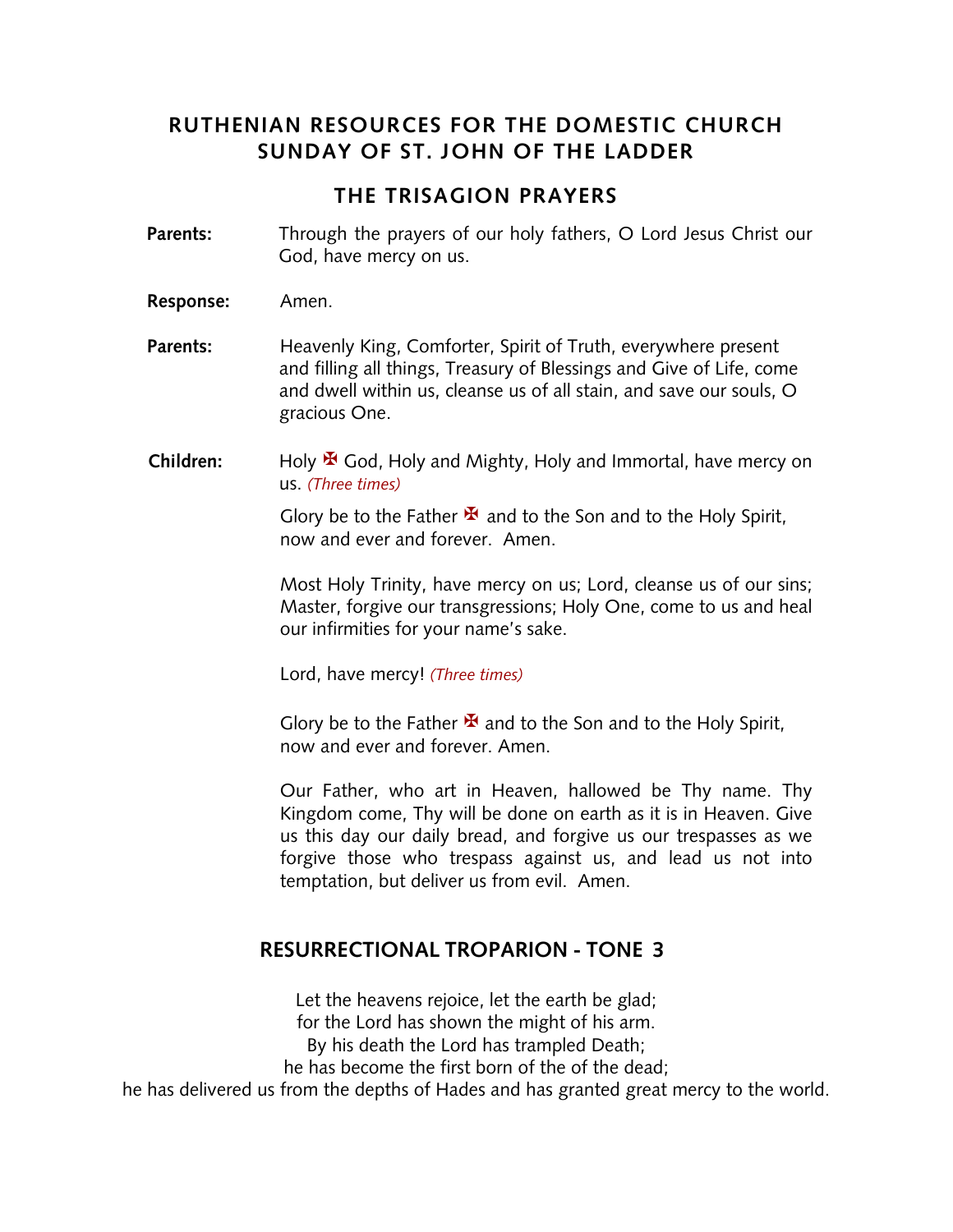# RUTHENIAN RESOURCES FOR THE DOMESTIC CHURCH
# SUNDAY OF ST. JOHN OF THE LADDER

## THE TRISAGION PRAYERS

**Parents:** Through the prayers of our holy fathers, O Lord Jesus Christ our God, have mercy on us.

**Response:** Amen.

**Parents:** Heavenly King, Comforter, Spirit of Truth, everywhere present and filling all things, Treasury of Blessings and Give of Life, come and dwell within us, cleanse us of all stain, and save our souls, O gracious One.

**Children:** Holy ✠ God, Holy and Mighty, Holy and Immortal, have mercy on us. *(Three times)*

Glory be to the Father ✠ and to the Son and to the Holy Spirit, now and ever and forever. Amen.

Most Holy Trinity, have mercy on us; Lord, cleanse us of our sins; Master, forgive our transgressions; Holy One, come to us and heal our infirmities for your name's sake.

Lord, have mercy! *(Three times)*

Glory be to the Father ✠ and to the Son and to the Holy Spirit, now and ever and forever. Amen.

Our Father, who art in Heaven, hallowed be Thy name. Thy Kingdom come, Thy will be done on earth as it is in Heaven. Give us this day our daily bread, and forgive us our trespasses as we forgive those who trespass against us, and lead us not into temptation, but deliver us from evil. Amen.

## RESURRECTIONAL TROPARION - TONE 3

Let the heavens rejoice, let the earth be glad;
for the Lord has shown the might of his arm.
By his death the Lord has trampled Death;
he has become the first born of the of the dead;
he has delivered us from the depths of Hades and has granted great mercy to the world.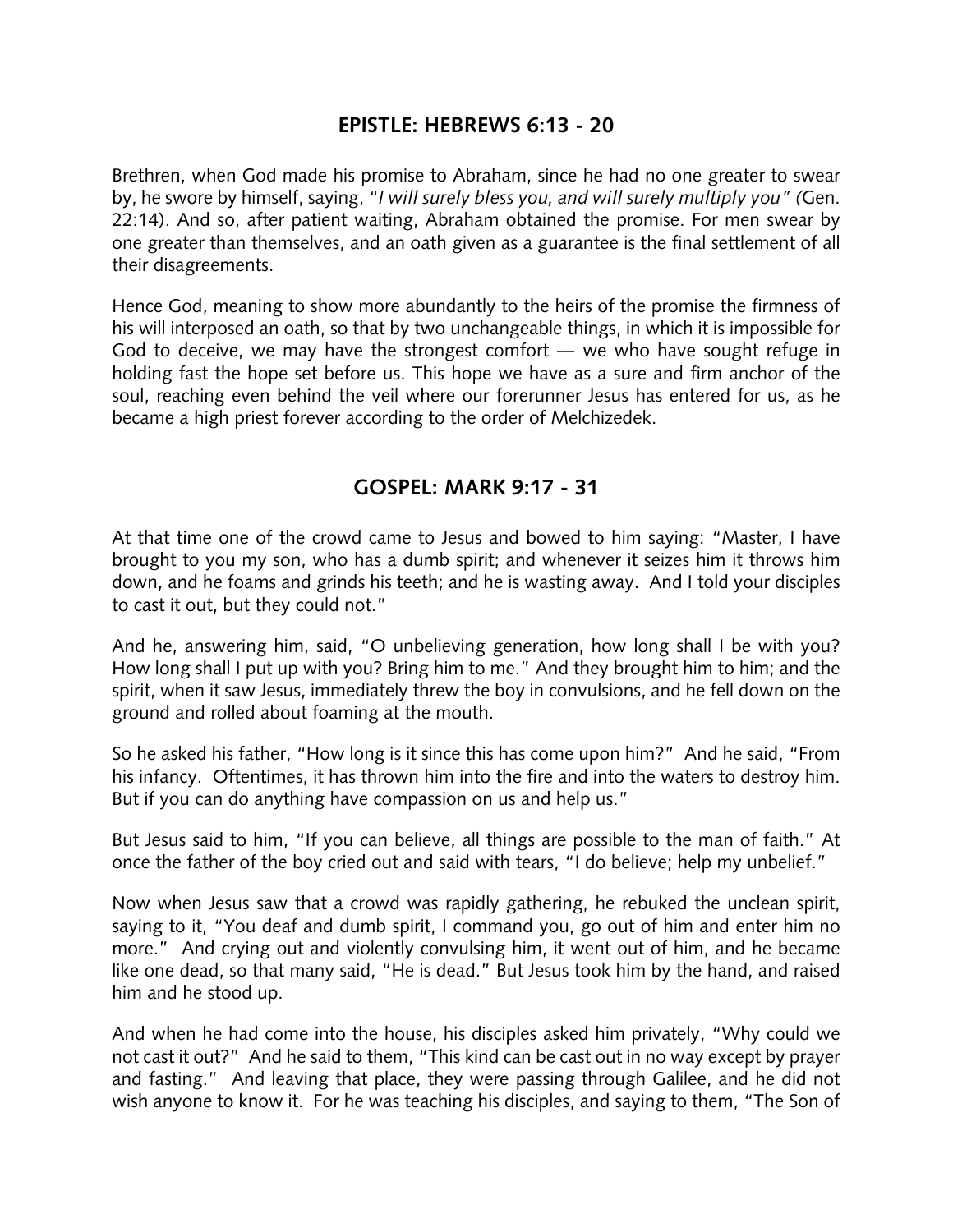## EPISTLE: HEBREWS 6:13 - 20

Brethren, when God made his promise to Abraham, since he had no one greater to swear by, he swore by himself, saying, "*I will surely bless you, and will surely multiply you" (*Gen. 22:14). And so, after patient waiting, Abraham obtained the promise. For men swear by one greater than themselves, and an oath given as a guarantee is the final settlement of all their disagreements.

Hence God, meaning to show more abundantly to the heirs of the promise the firmness of his will interposed an oath, so that by two unchangeable things, in which it is impossible for God to deceive, we may have the strongest comfort — we who have sought refuge in holding fast the hope set before us. This hope we have as a sure and firm anchor of the soul, reaching even behind the veil where our forerunner Jesus has entered for us, as he became a high priest forever according to the order of Melchizedek.

## GOSPEL: MARK 9:17 - 31

At that time one of the crowd came to Jesus and bowed to him saying: "Master, I have brought to you my son, who has a dumb spirit; and whenever it seizes him it throws him down, and he foams and grinds his teeth; and he is wasting away. And I told your disciples to cast it out, but they could not."

And he, answering him, said, "O unbelieving generation, how long shall I be with you? How long shall I put up with you? Bring him to me." And they brought him to him; and the spirit, when it saw Jesus, immediately threw the boy in convulsions, and he fell down on the ground and rolled about foaming at the mouth.

So he asked his father, "How long is it since this has come upon him?" And he said, "From his infancy. Oftentimes, it has thrown him into the fire and into the waters to destroy him. But if you can do anything have compassion on us and help us."

But Jesus said to him, "If you can believe, all things are possible to the man of faith." At once the father of the boy cried out and said with tears, "I do believe; help my unbelief."

Now when Jesus saw that a crowd was rapidly gathering, he rebuked the unclean spirit, saying to it, "You deaf and dumb spirit, I command you, go out of him and enter him no more." And crying out and violently convulsing him, it went out of him, and he became like one dead, so that many said, "He is dead." But Jesus took him by the hand, and raised him and he stood up.

And when he had come into the house, his disciples asked him privately, "Why could we not cast it out?" And he said to them, "This kind can be cast out in no way except by prayer and fasting." And leaving that place, they were passing through Galilee, and he did not wish anyone to know it. For he was teaching his disciples, and saying to them, "The Son of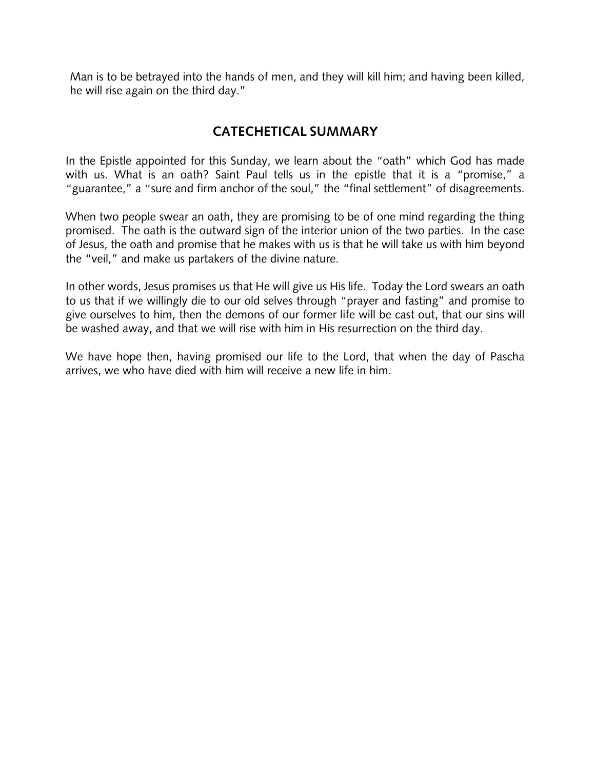Man is to be betrayed into the hands of men, and they will kill him; and having been killed, he will rise again on the third day."

## CATECHETICAL SUMMARY

In the Epistle appointed for this Sunday, we learn about the "oath" which God has made with us. What is an oath? Saint Paul tells us in the epistle that it is a "promise," a "guarantee," a "sure and firm anchor of the soul," the "final settlement" of disagreements.

When two people swear an oath, they are promising to be of one mind regarding the thing promised. The oath is the outward sign of the interior union of the two parties. In the case of Jesus, the oath and promise that he makes with us is that he will take us with him beyond the "veil," and make us partakers of the divine nature.

In other words, Jesus promises us that He will give us His life. Today the Lord swears an oath to us that if we willingly die to our old selves through "prayer and fasting" and promise to give ourselves to him, then the demons of our former life will be cast out, that our sins will be washed away, and that we will rise with him in His resurrection on the third day.

We have hope then, having promised our life to the Lord, that when the day of Pascha arrives, we who have died with him will receive a new life in him.